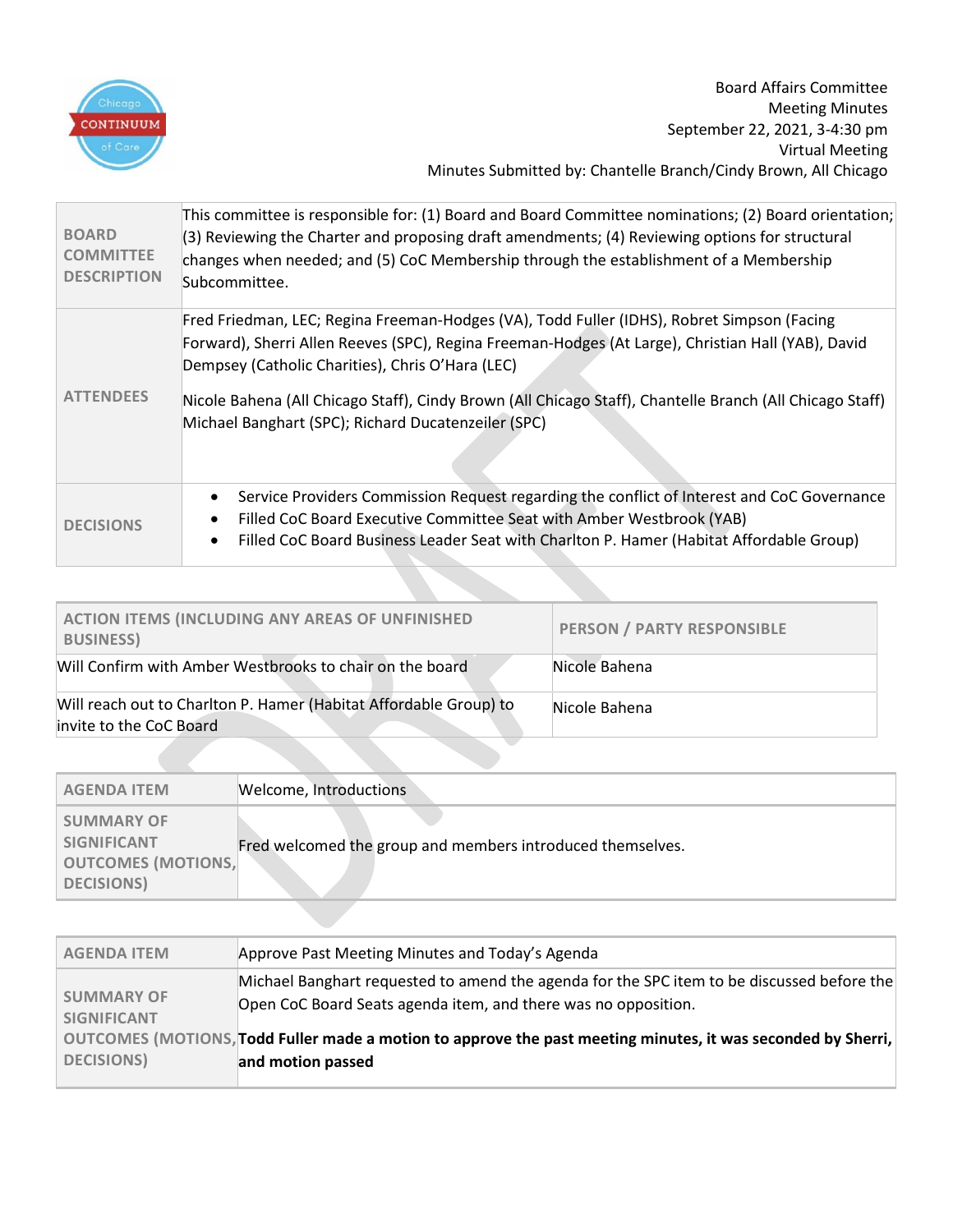Board Affairs Committee
Meeting Minutes
September 22, 2021, 3-4:30 pm
Virtual Meeting
Minutes Submitted by: Chantelle Branch/Cindy Brown, All Chicago

| | |
|---|---|
| **BOARD COMMITTEE DESCRIPTION** | This committee is responsible for: (1) Board and Board Committee nominations; (2) Board orientation; (3) Reviewing the Charter and proposing draft amendments; (4) Reviewing options for structural changes when needed; and (5) CoC Membership through the establishment of a Membership Subcommittee. |
| **ATTENDEES** | Fred Friedman, LEC; Regina Freeman-Hodges (VA), Todd Fuller (IDHS), Robret Simpson (Facing Forward), Sherri Allen Reeves (SPC), Regina Freeman-Hodges (At Large), Christian Hall (YAB), David Dempsey (Catholic Charities), Chris O'Hara (LEC)<br><br>Nicole Bahena (All Chicago Staff), Cindy Brown (All Chicago Staff), Chantelle Branch (All Chicago Staff) Michael Banghart (SPC); Richard Ducatenzeiler (SPC) |
| **DECISIONS** | • Service Providers Commission Request regarding the conflict of Interest and CoC Governance<br>• Filled CoC Board Executive Committee Seat with Amber Westbrook (YAB)<br>• Filled CoC Board Business Leader Seat with Charlton P. Hamer (Habitat Affordable Group) |

| ACTION ITEMS (INCLUDING ANY AREAS OF UNFINISHED BUSINESS) | PERSON / PARTY RESPONSIBLE |
|---|---|
| Will Confirm with Amber Westbrooks to chair on the board | Nicole Bahena |
| Will reach out to Charlton P. Hamer (Habitat Affordable Group) to invite to the CoC Board | Nicole Bahena |

| AGENDA ITEM | Welcome, Introductions |
|---|---|
| **SUMMARY OF SIGNIFICANT OUTCOMES (MOTIONS, DECISIONS)** | Fred welcomed the group and members introduced themselves. |

| AGENDA ITEM | Approve Past Meeting Minutes and Today's Agenda |
|---|---|
| **SUMMARY OF SIGNIFICANT OUTCOMES (MOTIONS, DECISIONS)** | Michael Banghart requested to amend the agenda for the SPC item to be discussed before the Open CoC Board Seats agenda item, and there was no opposition.<br><br>**Todd Fuller made a motion to approve the past meeting minutes, it was seconded by Sherri, and motion passed** |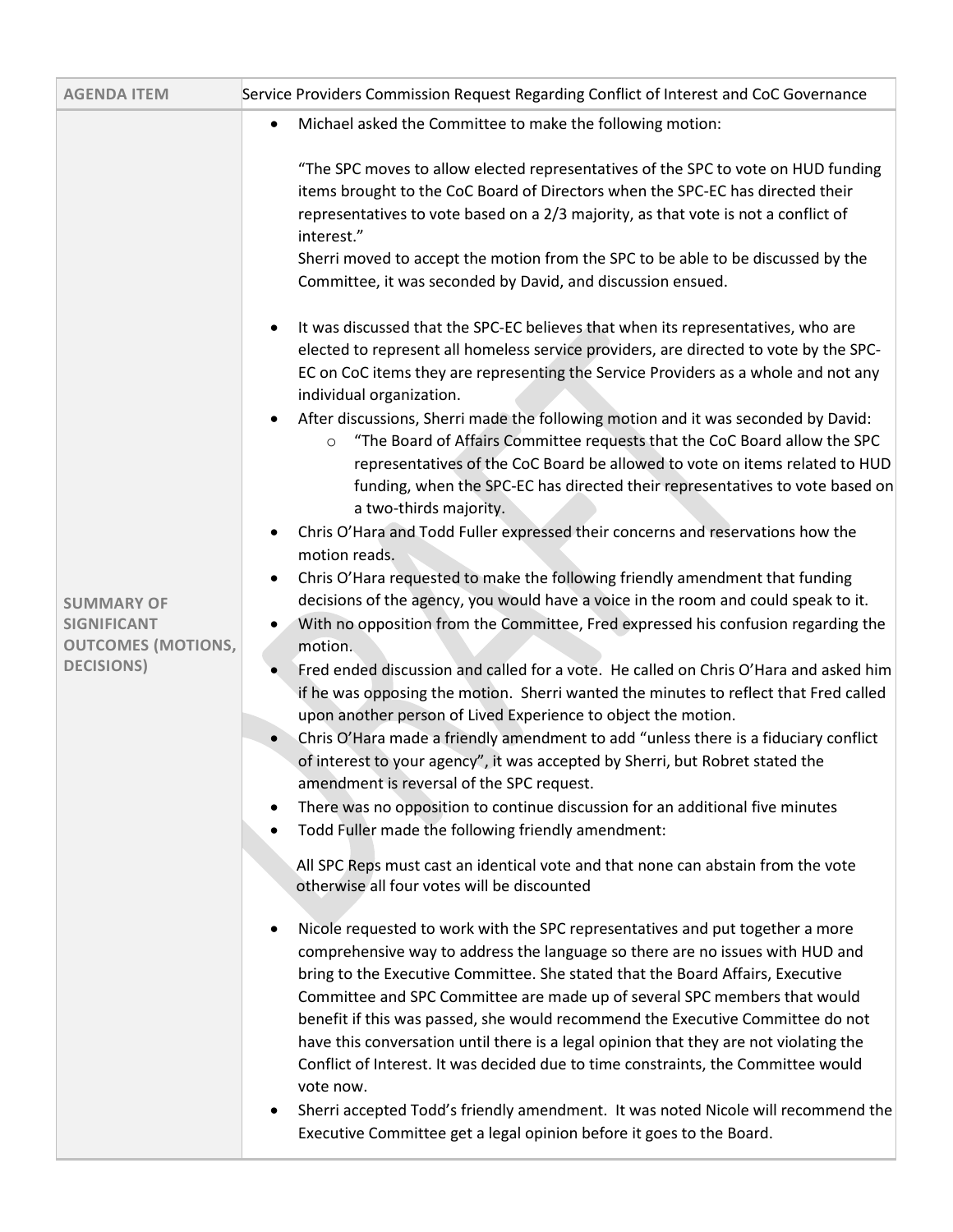| AGENDA ITEM | Service Providers Commission Request Regarding Conflict of Interest and CoC Governance |
|---|---|
| **SUMMARY OF SIGNIFICANT OUTCOMES (MOTIONS, DECISIONS)** | • Michael asked the Committee to make the following motion:<br><br>"The SPC moves to allow elected representatives of the SPC to vote on HUD funding items brought to the CoC Board of Directors when the SPC-EC has directed their representatives to vote based on a 2/3 majority, as that vote is not a conflict of interest."<br>Sherri moved to accept the motion from the SPC to be able to be discussed by the Committee, it was seconded by David, and discussion ensued.<br><br>• It was discussed that the SPC-EC believes that when its representatives, who are elected to represent all homeless service providers, are directed to vote by the SPC-EC on CoC items they are representing the Service Providers as a whole and not any individual organization.<br>• After discussions, Sherri made the following motion and it was seconded by David:<br>&nbsp;&nbsp;&nbsp;&nbsp;○ "The Board of Affairs Committee requests that the CoC Board allow the SPC representatives of the CoC Board be allowed to vote on items related to HUD funding, when the SPC-EC has directed their representatives to vote based on a two-thirds majority.<br>• Chris O'Hara and Todd Fuller expressed their concerns and reservations how the motion reads.<br>• Chris O'Hara requested to make the following friendly amendment that funding decisions of the agency, you would have a voice in the room and could speak to it.<br>• With no opposition from the Committee, Fred expressed his confusion regarding the motion.<br>• Fred ended discussion and called for a vote. He called on Chris O'Hara and asked him if he was opposing the motion. Sherri wanted the minutes to reflect that Fred called upon another person of Lived Experience to object the motion.<br>• Chris O'Hara made a friendly amendment to add "unless there is a fiduciary conflict of interest to your agency", it was accepted by Sherri, but Robret stated the amendment is reversal of the SPC request.<br>• There was no opposition to continue discussion for an additional five minutes<br>• Todd Fuller made the following friendly amendment:<br><br>All SPC Reps must cast an identical vote and that none can abstain from the vote otherwise all four votes will be discounted<br><br>• Nicole requested to work with the SPC representatives and put together a more comprehensive way to address the language so there are no issues with HUD and bring to the Executive Committee. She stated that the Board Affairs, Executive Committee and SPC Committee are made up of several SPC members that would benefit if this was passed, she would recommend the Executive Committee do not have this conversation until there is a legal opinion that they are not violating the Conflict of Interest. It was decided due to time constraints, the Committee would vote now.<br>• Sherri accepted Todd's friendly amendment. It was noted Nicole will recommend the Executive Committee get a legal opinion before it goes to the Board. |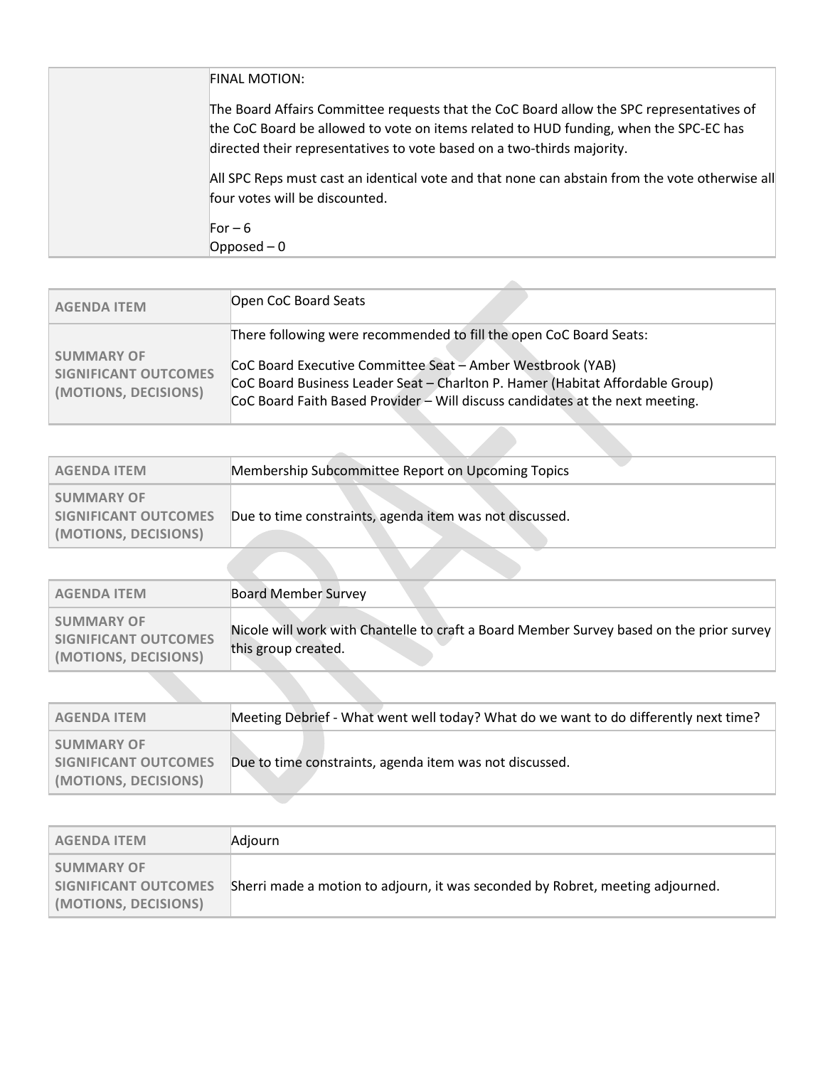| | |
|---|---|
| | FINAL MOTION:<br><br>The Board Affairs Committee requests that the CoC Board allow the SPC representatives of the CoC Board be allowed to vote on items related to HUD funding, when the SPC-EC has directed their representatives to vote based on a two-thirds majority.<br><br>All SPC Reps must cast an identical vote and that none can abstain from the vote otherwise all four votes will be discounted.<br><br>For – 6<br>Opposed – 0 |

| AGENDA ITEM | Open CoC Board Seats |
|---|---|
| SUMMARY OF SIGNIFICANT OUTCOMES (MOTIONS, DECISIONS) | There following were recommended to fill the open CoC Board Seats:<br><br>CoC Board Executive Committee Seat – Amber Westbrook (YAB)<br>CoC Board Business Leader Seat – Charlton P. Hamer (Habitat Affordable Group)<br>CoC Board Faith Based Provider – Will discuss candidates at the next meeting. |

| AGENDA ITEM | Membership Subcommittee Report on Upcoming Topics |
|---|---|
| SUMMARY OF SIGNIFICANT OUTCOMES (MOTIONS, DECISIONS) | Due to time constraints, agenda item was not discussed. |

| AGENDA ITEM | Board Member Survey |
|---|---|
| SUMMARY OF SIGNIFICANT OUTCOMES (MOTIONS, DECISIONS) | Nicole will work with Chantelle to craft a Board Member Survey based on the prior survey this group created. |

| AGENDA ITEM | Meeting Debrief - What went well today? What do we want to do differently next time? |
|---|---|
| SUMMARY OF SIGNIFICANT OUTCOMES (MOTIONS, DECISIONS) | Due to time constraints, agenda item was not discussed. |

| AGENDA ITEM | Adjourn |
|---|---|
| SUMMARY OF SIGNIFICANT OUTCOMES (MOTIONS, DECISIONS) | Sherri made a motion to adjourn, it was seconded by Robret, meeting adjourned. |